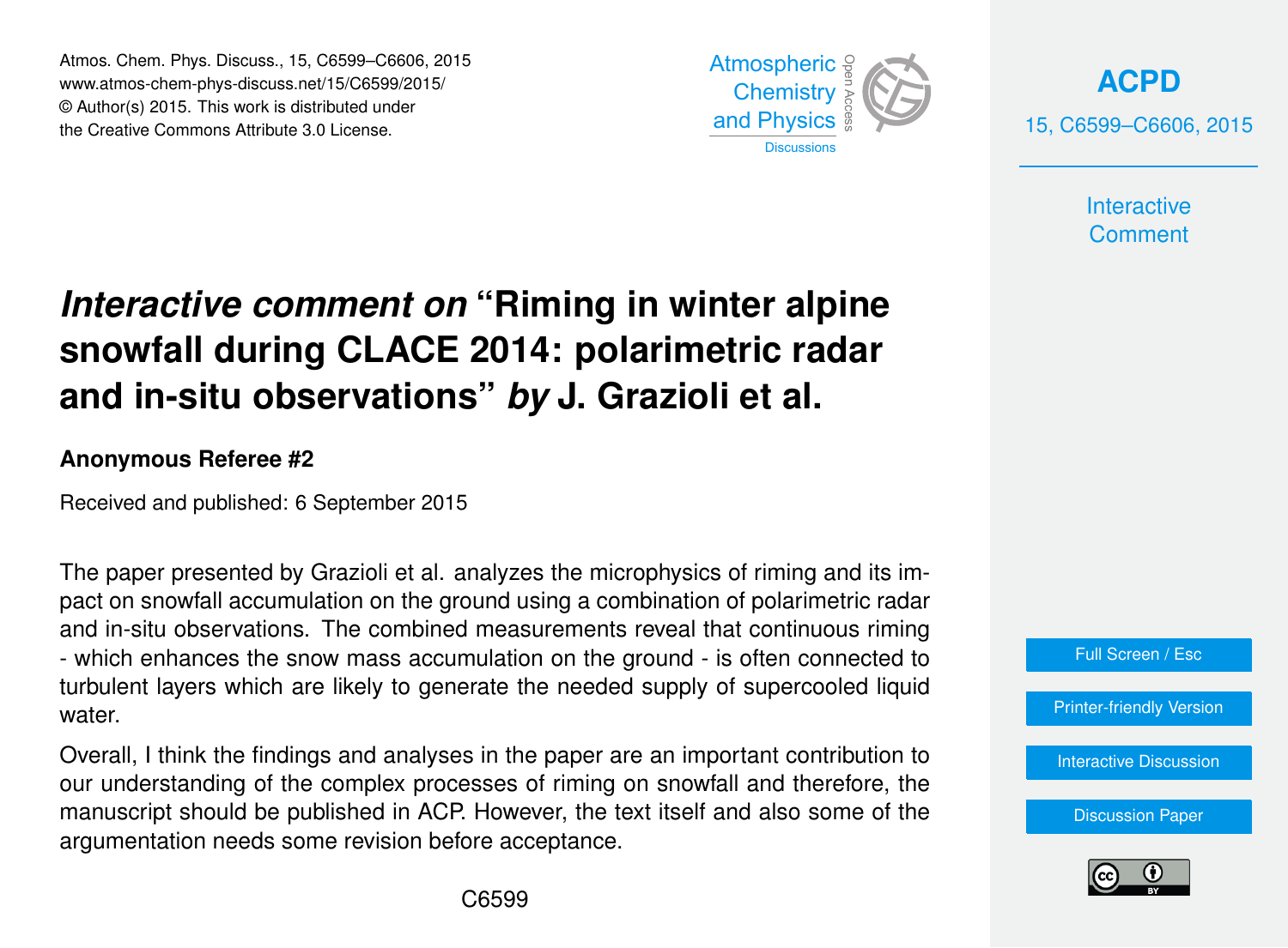# *Interactive comment on* "Riming in winter alpine snowfall during CLACE 2014: polarimetric radar and in-situ observations" *by* J. Grazioli et al.

**Anonymous Referee #2**

Received and published: 6 September 2015

The paper presented by Grazioli et al. analyzes the microphysics of riming and its impact on snowfall accumulation on the ground using a combination of polarimetric radar and in-situ observations. The combined measurements reveal that continuous riming - which enhances the snow mass accumulation on the ground - is often connected to turbulent layers which are likely to generate the needed supply of supercooled liquid water.

Overall, I think the findings and analyses in the paper are an important contribution to our understanding of the complex processes of riming on snowfall and therefore, the manuscript should be published in ACP. However, the text itself and also some of the argumentation needs some revision before acceptance.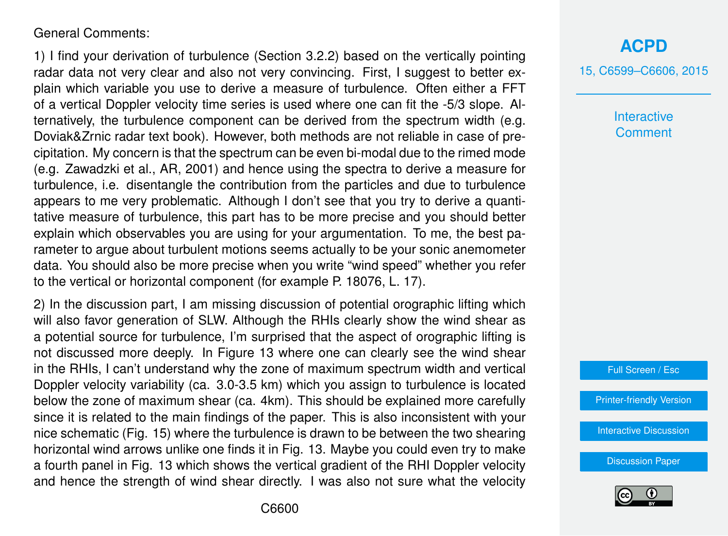General Comments:

1) I find your derivation of turbulence (Section 3.2.2) based on the vertically pointing radar data not very clear and also not very convincing. First, I suggest to better explain which variable you use to derive a measure of turbulence. Often either a FFT of a vertical Doppler velocity time series is used where one can fit the -5/3 slope. Alternatively, the turbulence component can be derived from the spectrum width (e.g. Doviak&Zrnic radar text book). However, both methods are not reliable in case of precipitation. My concern is that the spectrum can be even bi-modal due to the rimed mode (e.g. Zawadzki et al., AR, 2001) and hence using the spectra to derive a measure for turbulence, i.e. disentangle the contribution from the particles and due to turbulence appears to me very problematic. Although I don't see that you try to derive a quantitative measure of turbulence, this part has to be more precise and you should better explain which observables you are using for your argumentation. To me, the best parameter to argue about turbulent motions seems actually to be your sonic anemometer data. You should also be more precise when you write "wind speed" whether you refer to the vertical or horizontal component (for example P. 18076, L. 17).

2) In the discussion part, I am missing discussion of potential orographic lifting which will also favor generation of SLW. Although the RHIs clearly show the wind shear as a potential source for turbulence, I'm surprised that the aspect of orographic lifting is not discussed more deeply. In Figure 13 where one can clearly see the wind shear in the RHIs, I can't understand why the zone of maximum spectrum width and vertical Doppler velocity variability (ca. 3.0-3.5 km) which you assign to turbulence is located below the zone of maximum shear (ca. 4km). This should be explained more carefully since it is related to the main findings of the paper. This is also inconsistent with your nice schematic (Fig. 15) where the turbulence is drawn to be between the two shearing horizontal wind arrows unlike one finds it in Fig. 13. Maybe you could even try to make a fourth panel in Fig. 13 which shows the vertical gradient of the RHI Doppler velocity and hence the strength of wind shear directly. I was also not sure what the velocity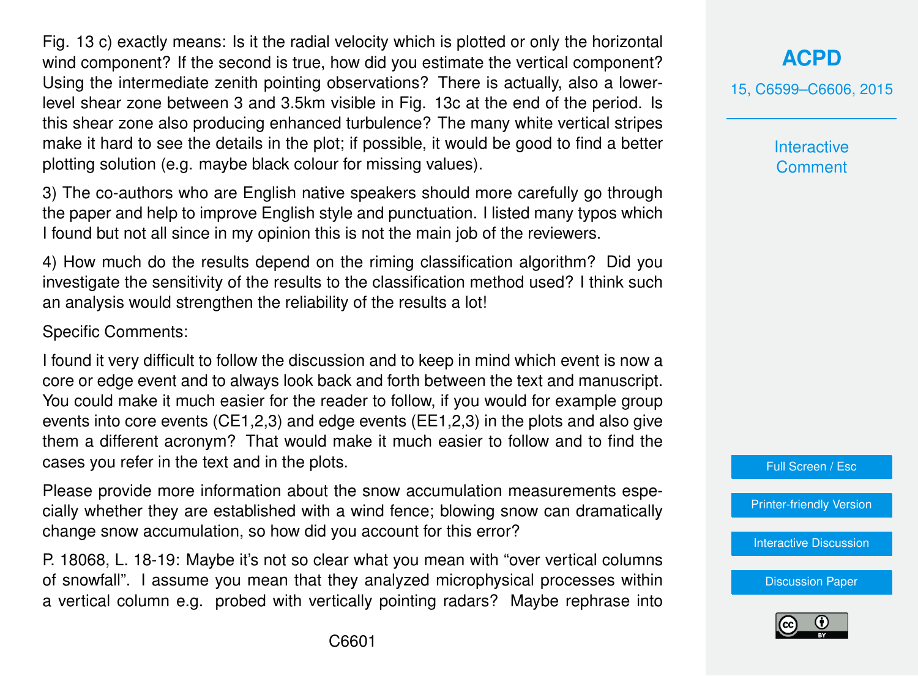Fig. 13 c) exactly means: Is it the radial velocity which is plotted or only the horizontal wind component? If the second is true, how did you estimate the vertical component? Using the intermediate zenith pointing observations? There is actually, also a lower-level shear zone between 3 and 3.5km visible in Fig. 13c at the end of the period. Is this shear zone also producing enhanced turbulence? The many white vertical stripes make it hard to see the details in the plot; if possible, it would be good to find a better plotting solution (e.g. maybe black colour for missing values).

3) The co-authors who are English native speakers should more carefully go through the paper and help to improve English style and punctuation. I listed many typos which I found but not all since in my opinion this is not the main job of the reviewers.

4) How much do the results depend on the riming classification algorithm? Did you investigate the sensitivity of the results to the classification method used? I think such an analysis would strengthen the reliability of the results a lot!

Specific Comments:

I found it very difficult to follow the discussion and to keep in mind which event is now a core or edge event and to always look back and forth between the text and manuscript. You could make it much easier for the reader to follow, if you would for example group events into core events (CE1,2,3) and edge events (EE1,2,3) in the plots and also give them a different acronym? That would make it much easier to follow and to find the cases you refer in the text and in the plots.

Please provide more information about the snow accumulation measurements especially whether they are established with a wind fence; blowing snow can dramatically change snow accumulation, so how did you account for this error?

P. 18068, L. 18-19: Maybe it's not so clear what you mean with "over vertical columns of snowfall". I assume you mean that they analyzed microphysical processes within a vertical column e.g. probed with vertically pointing radars? Maybe rephrase into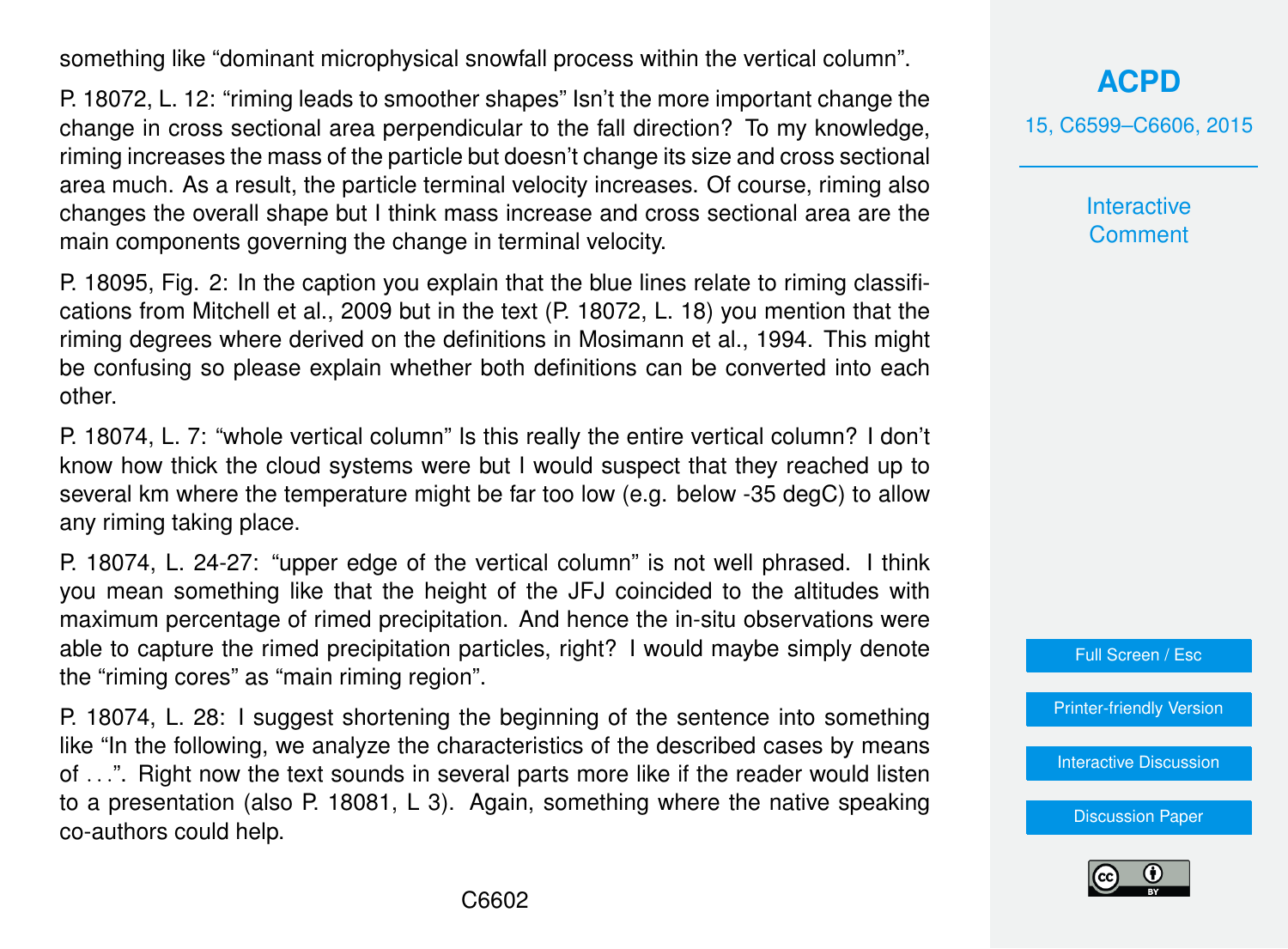something like "dominant microphysical snowfall process within the vertical column".

P. 18072, L. 12: "riming leads to smoother shapes" Isn't the more important change the change in cross sectional area perpendicular to the fall direction? To my knowledge, riming increases the mass of the particle but doesn't change its size and cross sectional area much. As a result, the particle terminal velocity increases. Of course, riming also changes the overall shape but I think mass increase and cross sectional area are the main components governing the change in terminal velocity.

P. 18095, Fig. 2: In the caption you explain that the blue lines relate to riming classifications from Mitchell et al., 2009 but in the text (P. 18072, L. 18) you mention that the riming degrees where derived on the definitions in Mosimann et al., 1994. This might be confusing so please explain whether both definitions can be converted into each other.

P. 18074, L. 7: "whole vertical column" Is this really the entire vertical column? I don't know how thick the cloud systems were but I would suspect that they reached up to several km where the temperature might be far too low (e.g. below -35 degC) to allow any riming taking place.

P. 18074, L. 24-27: "upper edge of the vertical column" is not well phrased. I think you mean something like that the height of the JFJ coincided to the altitudes with maximum percentage of rimed precipitation. And hence the in-situ observations were able to capture the rimed precipitation particles, right? I would maybe simply denote the "riming cores" as "main riming region".

P. 18074, L. 28: I suggest shortening the beginning of the sentence into something like "In the following, we analyze the characteristics of the described cases by means of . . .". Right now the text sounds in several parts more like if the reader would listen to a presentation (also P. 18081, L 3). Again, something where the native speaking co-authors could help.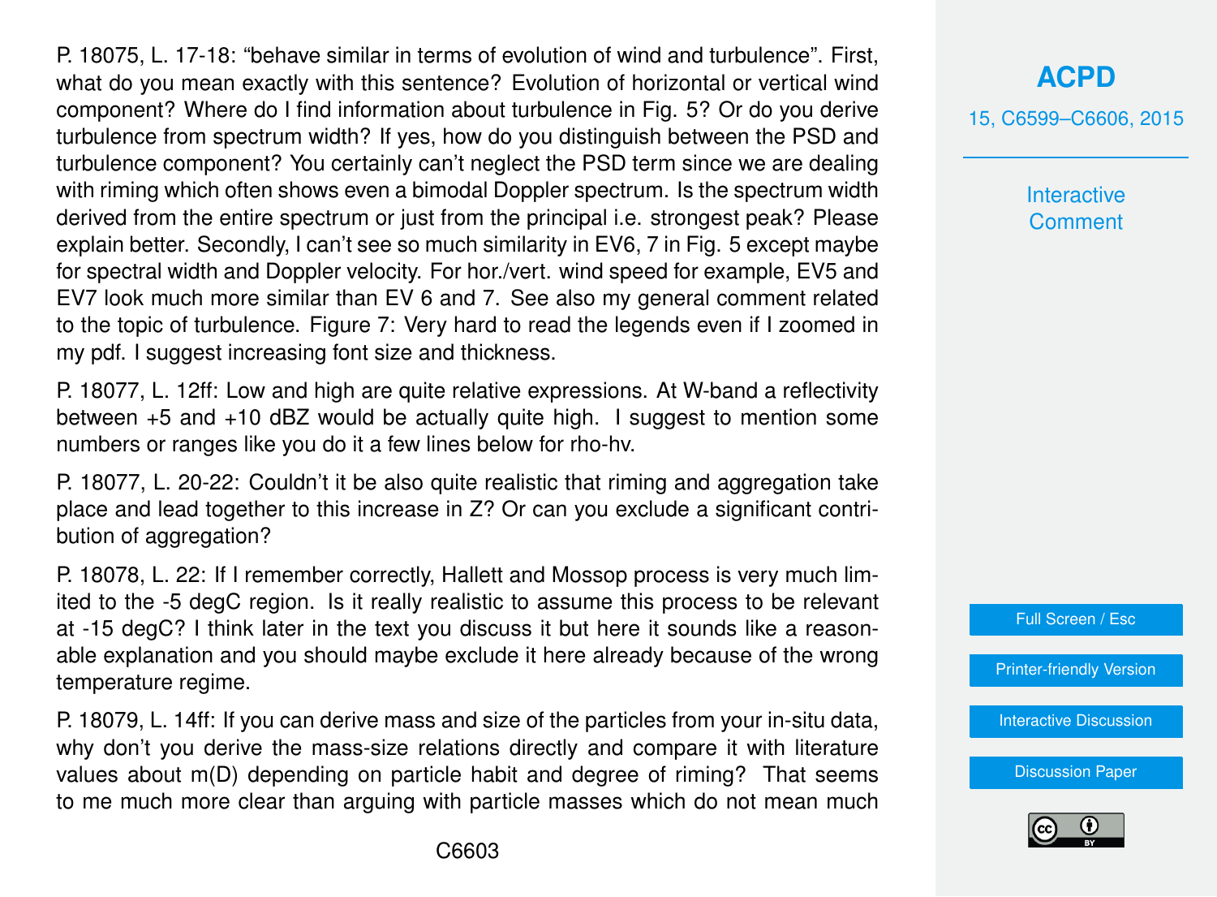P. 18075, L. 17-18: “behave similar in terms of evolution of wind and turbulence”. First, what do you mean exactly with this sentence? Evolution of horizontal or vertical wind component? Where do I find information about turbulence in Fig. 5? Or do you derive turbulence from spectrum width? If yes, how do you distinguish between the PSD and turbulence component? You certainly can’t neglect the PSD term since we are dealing with riming which often shows even a bimodal Doppler spectrum. Is the spectrum width derived from the entire spectrum or just from the principal i.e. strongest peak? Please explain better. Secondly, I can’t see so much similarity in EV6, 7 in Fig. 5 except maybe for spectral width and Doppler velocity. For hor./vert. wind speed for example, EV5 and EV7 look much more similar than EV 6 and 7. See also my general comment related to the topic of turbulence. Figure 7: Very hard to read the legends even if I zoomed in my pdf. I suggest increasing font size and thickness.

P. 18077, L. 12ff: Low and high are quite relative expressions. At W-band a reflectivity between +5 and +10 dBZ would be actually quite high. I suggest to mention some numbers or ranges like you do it a few lines below for rho-hv.

P. 18077, L. 20-22: Couldn’t it be also quite realistic that riming and aggregation take place and lead together to this increase in Z? Or can you exclude a significant contribution of aggregation?

P. 18078, L. 22: If I remember correctly, Hallett and Mossop process is very much limited to the -5 degC region. Is it really realistic to assume this process to be relevant at -15 degC? I think later in the text you discuss it but here it sounds like a reasonable explanation and you should maybe exclude it here already because of the wrong temperature regime.

P. 18079, L. 14ff: If you can derive mass and size of the particles from your in-situ data, why don’t you derive the mass-size relations directly and compare it with literature values about m(D) depending on particle habit and degree of riming? That seems to me much more clear than arguing with particle masses which do not mean much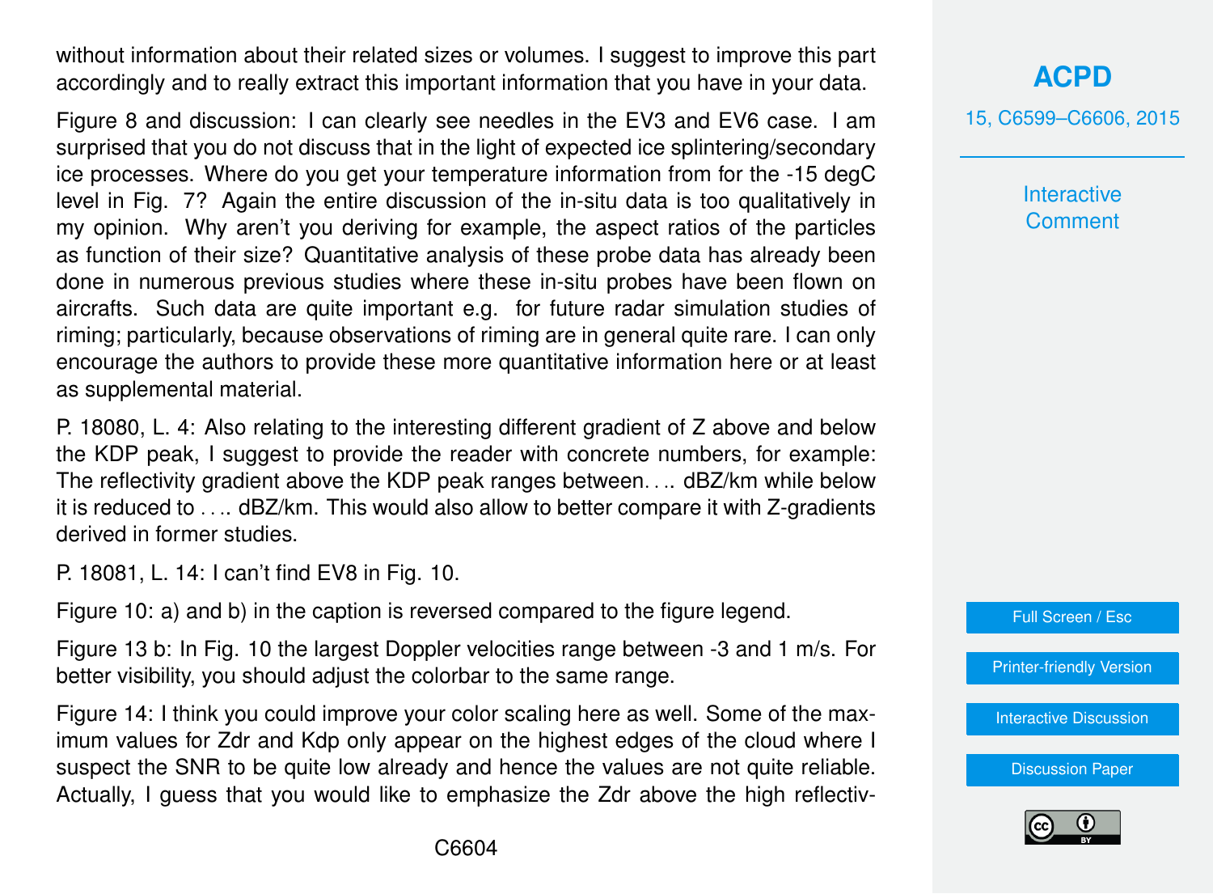without information about their related sizes or volumes. I suggest to improve this part accordingly and to really extract this important information that you have in your data.

Figure 8 and discussion: I can clearly see needles in the EV3 and EV6 case. I am surprised that you do not discuss that in the light of expected ice splintering/secondary ice processes. Where do you get your temperature information from for the -15 degC level in Fig. 7? Again the entire discussion of the in-situ data is too qualitatively in my opinion. Why aren't you deriving for example, the aspect ratios of the particles as function of their size? Quantitative analysis of these probe data has already been done in numerous previous studies where these in-situ probes have been flown on aircrafts. Such data are quite important e.g. for future radar simulation studies of riming; particularly, because observations of riming are in general quite rare. I can only encourage the authors to provide these more quantitative information here or at least as supplemental material.

P. 18080, L. 4: Also relating to the interesting different gradient of Z above and below the KDP peak, I suggest to provide the reader with concrete numbers, for example: The reflectivity gradient above the KDP peak ranges between.... dBZ/km while below it is reduced to .... dBZ/km. This would also allow to better compare it with Z-gradients derived in former studies.

P. 18081, L. 14: I can't find EV8 in Fig. 10.

Figure 10: a) and b) in the caption is reversed compared to the figure legend.

Figure 13 b: In Fig. 10 the largest Doppler velocities range between -3 and 1 m/s. For better visibility, you should adjust the colorbar to the same range.

Figure 14: I think you could improve your color scaling here as well. Some of the maximum values for Zdr and Kdp only appear on the highest edges of the cloud where I suspect the SNR to be quite low already and hence the values are not quite reliable. Actually, I guess that you would like to emphasize the Zdr above the high reflectiv-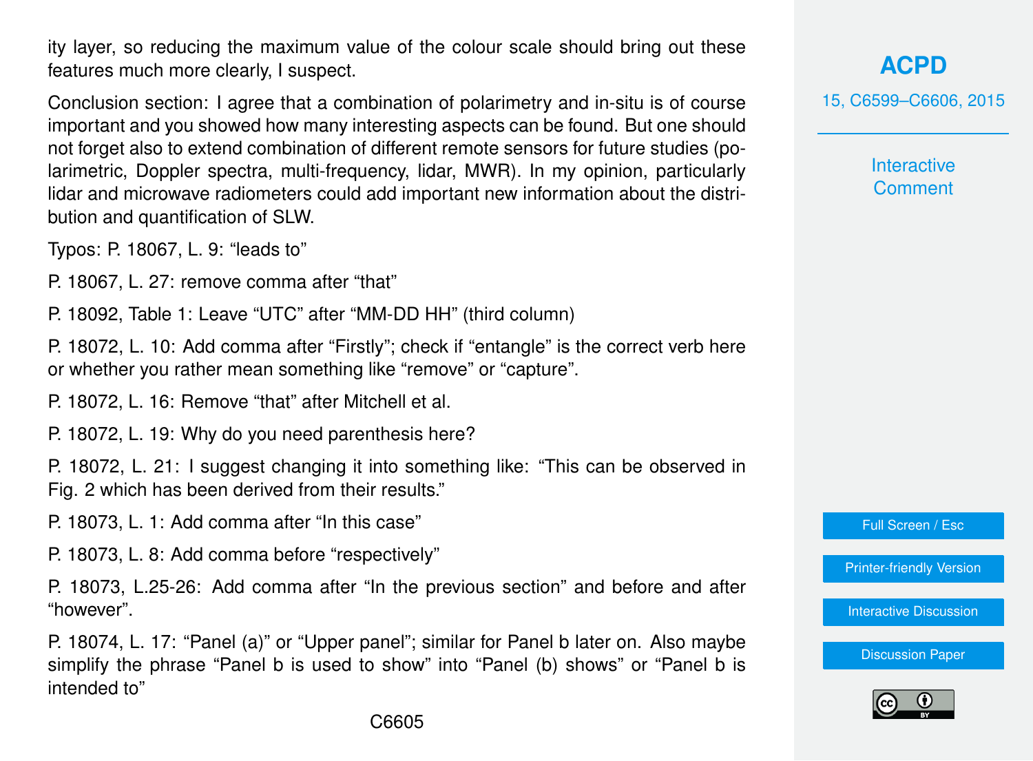ity layer, so reducing the maximum value of the colour scale should bring out these features much more clearly, I suspect.

Conclusion section: I agree that a combination of polarimetry and in-situ is of course important and you showed how many interesting aspects can be found. But one should not forget also to extend combination of different remote sensors for future studies (polarimetric, Doppler spectra, multi-frequency, lidar, MWR). In my opinion, particularly lidar and microwave radiometers could add important new information about the distribution and quantification of SLW.

Typos: P. 18067, L. 9: "leads to"

P. 18067, L. 27: remove comma after "that"

P. 18092, Table 1: Leave "UTC" after "MM-DD HH" (third column)

P. 18072, L. 10: Add comma after "Firstly"; check if "entangle" is the correct verb here or whether you rather mean something like "remove" or "capture".

P. 18072, L. 16: Remove "that" after Mitchell et al.

P. 18072, L. 19: Why do you need parenthesis here?

P. 18072, L. 21: I suggest changing it into something like: "This can be observed in Fig. 2 which has been derived from their results."

P. 18073, L. 1: Add comma after "In this case"

P. 18073, L. 8: Add comma before "respectively"

P. 18073, L.25-26: Add comma after "In the previous section" and before and after "however".

P. 18074, L. 17: "Panel (a)" or "Upper panel"; similar for Panel b later on. Also maybe simplify the phrase "Panel b is used to show" into "Panel (b) shows" or "Panel b is intended to"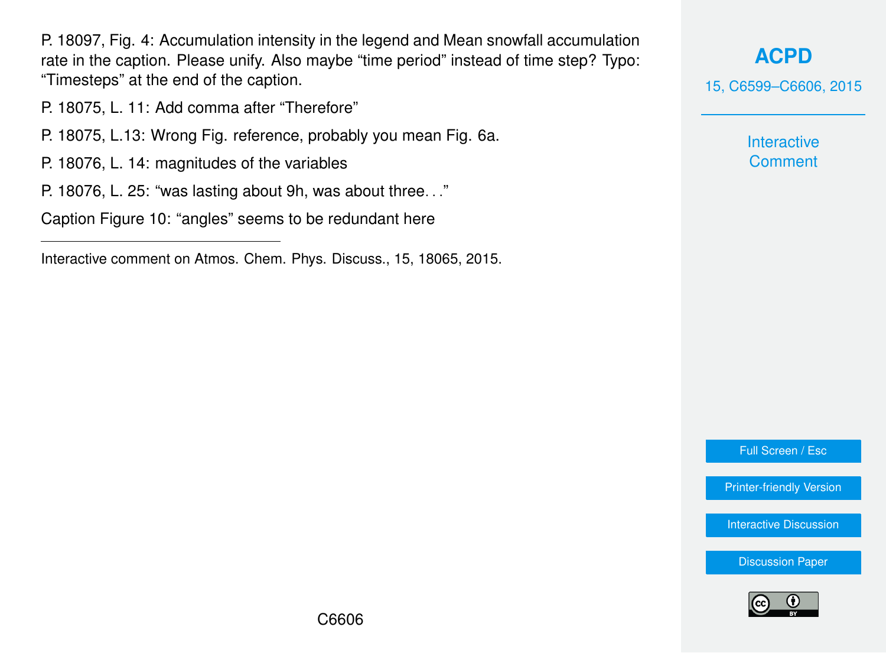P. 18097, Fig. 4: Accumulation intensity in the legend and Mean snowfall accumulation rate in the caption. Please unify. Also maybe "time period" instead of time step? Typo: "Timesteps" at the end of the caption.

P. 18075, L. 11: Add comma after "Therefore"

P. 18075, L.13: Wrong Fig. reference, probably you mean Fig. 6a.

P. 18076, L. 14: magnitudes of the variables

P. 18076, L. 25: "was lasting about 9h, was about three. . ."

Caption Figure 10: "angles" seems to be redundant here

---

Interactive comment on Atmos. Chem. Phys. Discuss., 15, 18065, 2015.